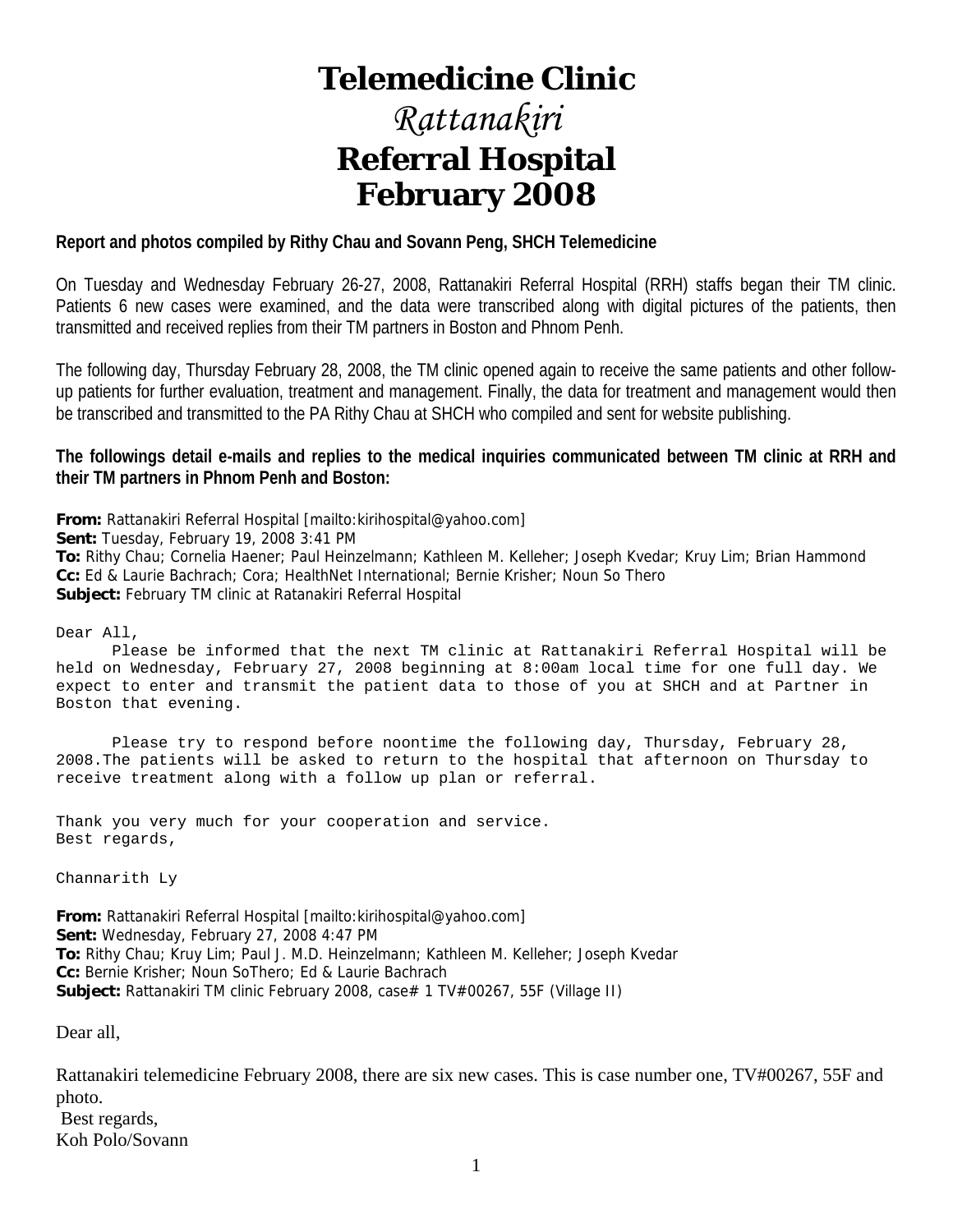# Telemedicine Clinic

# *Rattanakiri*

# Referral Hospital

# February 2008

**Report and photos compiled by Rithy Chau and Sovann Peng, SHCH Telemedicine**

On Tuesday and Wednesday February 26-27, 2008, Rattanakiri Referral Hospital (RRH) staffs began their TM clinic. Patients 6 new cases were examined, and the data were transcribed along with digital pictures of the patients, then transmitted and received replies from their TM partners in Boston and Phnom Penh.

The following day, Thursday February 28, 2008, the TM clinic opened again to receive the same patients and other follow-up patients for further evaluation, treatment and management. Finally, the data for treatment and management would then be transcribed and transmitted to the PA Rithy Chau at SHCH who compiled and sent for website publishing.

**The followings detail e-mails and replies to the medical inquiries communicated between TM clinic at RRH and their TM partners in Phnom Penh and Boston:**

**From:** Rattanakiri Referral Hospital [mailto:kirihospital@yahoo.com]
**Sent:** Tuesday, February 19, 2008 3:41 PM
**To:** Rithy Chau; Cornelia Haener; Paul Heinzelmann; Kathleen M. Kelleher; Joseph Kvedar; Kruy Lim; Brian Hammond
**Cc:** Ed & Laurie Bachrach; Cora; HealthNet International; Bernie Krisher; Noun So Thero
**Subject:** February TM clinic at Ratanakiri Referral Hospital

Dear All,

Please be informed that the next TM clinic at Rattanakiri Referral Hospital will be held on Wednesday, February 27, 2008 beginning at 8:00am local time for one full day. We expect to enter and transmit the patient data to those of you at SHCH and at Partner in Boston that evening.

Please try to respond before noontime the following day, Thursday, February 28, 2008.The patients will be asked to return to the hospital that afternoon on Thursday to receive treatment along with a follow up plan or referral.

Thank you very much for your cooperation and service.
Best regards,

Channarith Ly

**From:** Rattanakiri Referral Hospital [mailto:kirihospital@yahoo.com]
**Sent:** Wednesday, February 27, 2008 4:47 PM
**To:** Rithy Chau; Kruy Lim; Paul J. M.D. Heinzelmann; Kathleen M. Kelleher; Joseph Kvedar
**Cc:** Bernie Krisher; Noun SoThero; Ed & Laurie Bachrach
**Subject:** Rattanakiri TM clinic February 2008, case# 1 TV#00267, 55F (Village II)

Dear all,

Rattanakiri telemedicine February 2008, there are six new cases. This is case number one, TV#00267, 55F and photo.

Best regards,
Koh Polo/Sovann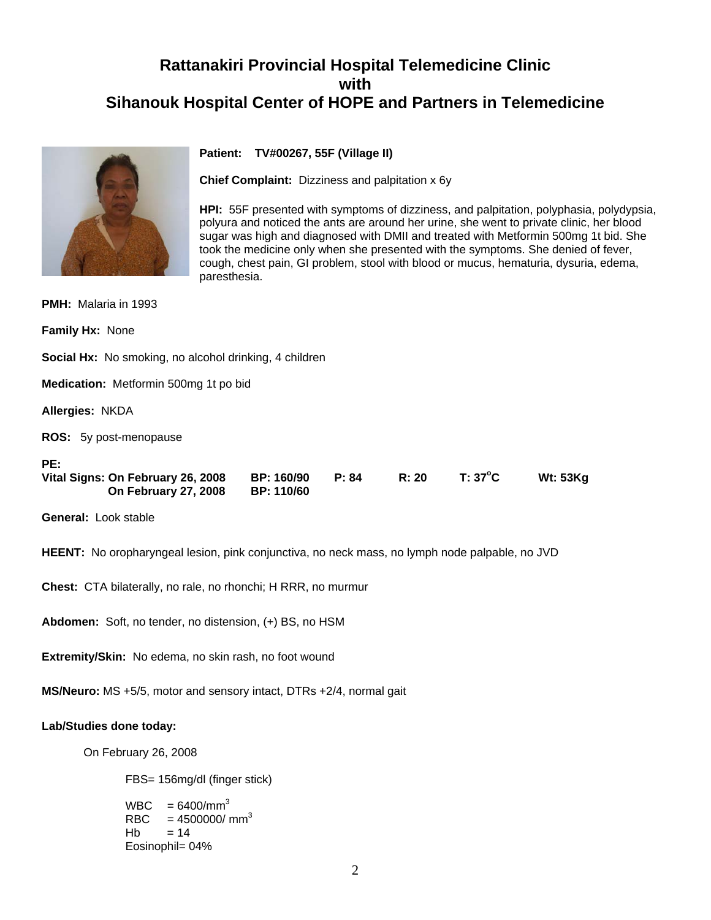# Rattanakiri Provincial Hospital Telemedicine Clinic with Sihanouk Hospital Center of HOPE and Partners in Telemedicine

**Patient:** TV#00267, 55F (Village II)

**Chief Complaint:** Dizziness and palpitation x 6y

**HPI:** 55F presented with symptoms of dizziness, and palpitation, polyphasia, polydypsia, polyura and noticed the ants are around her urine, she went to private clinic, her blood sugar was high and diagnosed with DMII and treated with Metformin 500mg 1t bid. She took the medicine only when she presented with the symptoms. She denied of fever, cough, chest pain, GI problem, stool with blood or mucus, hematuria, dysuria, edema, paresthesia.

**PMH:** Malaria in 1993

**Family Hx:** None

**Social Hx:** No smoking, no alcohol drinking, 4 children

**Medication:** Metformin 500mg 1t po bid

**Allergies:** NKDA

**ROS:** 5y post-menopause

**PE:**

**Vital Signs: On February 26, 2008 BP: 160/90 P: 84 R: 20 T: 37°C Wt: 53Kg**
**On February 27, 2008 BP: 110/60**

**General:** Look stable

**HEENT:** No oropharyngeal lesion, pink conjunctiva, no neck mass, no lymph node palpable, no JVD

**Chest:** CTA bilaterally, no rale, no rhonchi; H RRR, no murmur

**Abdomen:** Soft, no tender, no distension, (+) BS, no HSM

**Extremity/Skin:** No edema, no skin rash, no foot wound

**MS/Neuro:** MS +5/5, motor and sensory intact, DTRs +2/4, normal gait

**Lab/Studies done today:**

On February 26, 2008

FBS= 156mg/dl (finger stick)

WBC = 6400/$mm^3$
RBC = 4500000/ $mm^3$
Hb = 14
Eosinophil= 04%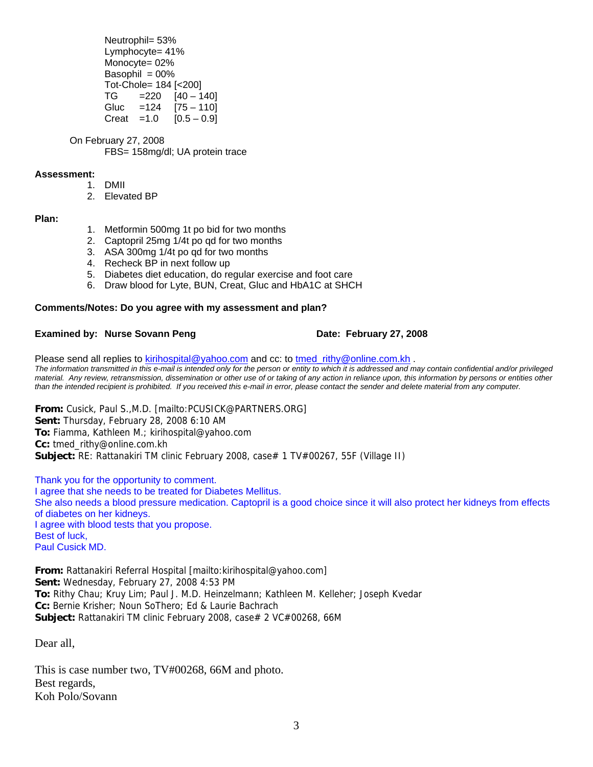Neutrophil= 53%
Lymphocyte= 41%
Monocyte= 02%
Basophil = 00%
Tot-Chole= 184 [<200]
TG =220 [40 – 140]
Gluc =124 [75 – 110]
Creat =1.0 [0.5 – 0.9]

On February 27, 2008
FBS= 158mg/dl; UA protein trace

**Assessment:**

1. DMII
2. Elevated BP

**Plan:**

1. Metformin 500mg 1t po bid for two months
2. Captopril 25mg 1/4t po qd for two months
3. ASA 300mg 1/4t po qd for two months
4. Recheck BP in next follow up
5. Diabetes diet education, do regular exercise and foot care
6. Draw blood for Lyte, BUN, Creat, Gluc and HbA1C at SHCH

**Comments/Notes: Do you agree with my assessment and plan?**

**Examined by: Nurse Sovann Peng** **Date: February 27, 2008**

Please send all replies to kirihospital@yahoo.com and cc: to tmed_rithy@online.com.kh .

*The information transmitted in this e-mail is intended only for the person or entity to which it is addressed and may contain confidential and/or privileged material. Any review, retransmission, dissemination or other use of or taking of any action in reliance upon, this information by persons or entities other than the intended recipient is prohibited. If you received this e-mail in error, please contact the sender and delete material from any computer.*

**From:** Cusick, Paul S.,M.D. [mailto:PCUSICK@PARTNERS.ORG]
**Sent:** Thursday, February 28, 2008 6:10 AM
**To:** Fiamma, Kathleen M.; kirihospital@yahoo.com
**Cc:** tmed_rithy@online.com.kh
**Subject:** RE: Rattanakiri TM clinic February 2008, case# 1 TV#00267, 55F (Village II)

Thank you for the opportunity to comment.
I agree that she needs to be treated for Diabetes Mellitus.
She also needs a blood pressure medication. Captopril is a good choice since it will also protect her kidneys from effects of diabetes on her kidneys.
I agree with blood tests that you propose.
Best of luck,
Paul Cusick MD.

**From:** Rattanakiri Referral Hospital [mailto:kirihospital@yahoo.com]
**Sent:** Wednesday, February 27, 2008 4:53 PM
**To:** Rithy Chau; Kruy Lim; Paul J. M.D. Heinzelmann; Kathleen M. Kelleher; Joseph Kvedar
**Cc:** Bernie Krisher; Noun SoThero; Ed & Laurie Bachrach
**Subject:** Rattanakiri TM clinic February 2008, case# 2 VC#00268, 66M

Dear all,

This is case number two, TV#00268, 66M and photo.
Best regards,
Koh Polo/Sovann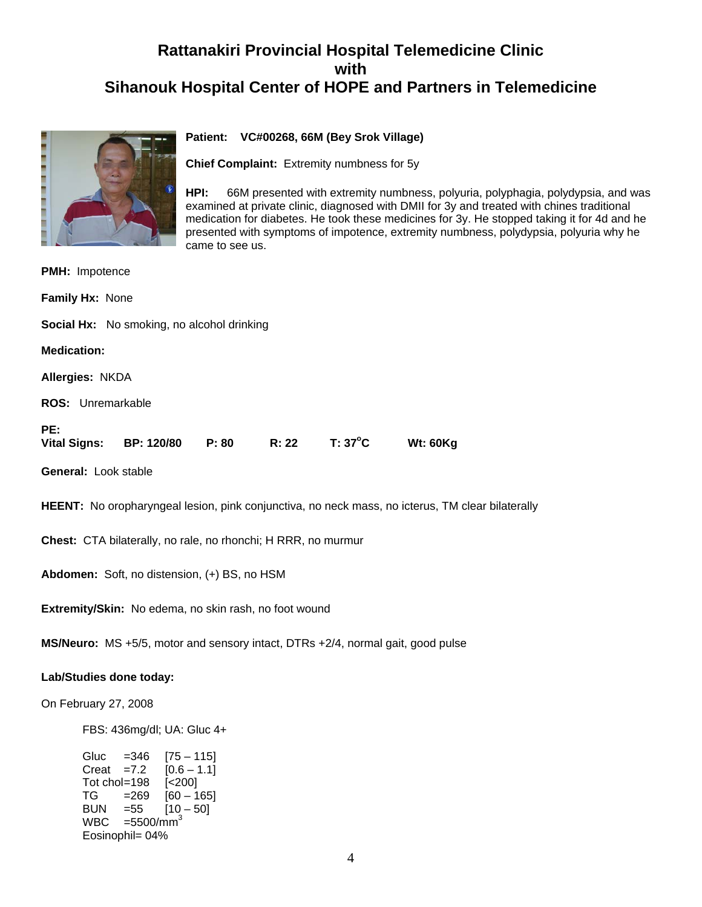# Rattanakiri Provincial Hospital Telemedicine Clinic with Sihanouk Hospital Center of HOPE and Partners in Telemedicine

**Patient:** VC#00268, 66M (Bey Srok Village)

**Chief Complaint:** Extremity numbness for 5y

**HPI:** 66M presented with extremity numbness, polyuria, polyphagia, polydypsia, and was examined at private clinic, diagnosed with DMII for 3y and treated with chines traditional medication for diabetes. He took these medicines for 3y. He stopped taking it for 4d and he presented with symptoms of impotence, extremity numbness, polydypsia, polyuria why he came to see us.

**PMH:** Impotence

**Family Hx:** None

**Social Hx:** No smoking, no alcohol drinking

**Medication:**

**Allergies:** NKDA

**ROS:** Unremarkable

**PE:**
**Vital Signs:** **BP: 120/80** **P: 80** **R: 22** **T: 37°C** **Wt: 60Kg**

**General:** Look stable

**HEENT:** No oropharyngeal lesion, pink conjunctiva, no neck mass, no icterus, TM clear bilaterally

**Chest:** CTA bilaterally, no rale, no rhonchi; H RRR, no murmur

**Abdomen:** Soft, no distension, (+) BS, no HSM

**Extremity/Skin:** No edema, no skin rash, no foot wound

**MS/Neuro:** MS +5/5, motor and sensory intact, DTRs +2/4, normal gait, good pulse

**Lab/Studies done today:**

On February 27, 2008

FBS: 436mg/dl; UA: Gluc 4+

| Test | Result | Reference |
|---|---|---|
| Gluc | =346 | [75 – 115] |
| Creat | =7.2 | [0.6 – 1.1] |
| Tot chol | =198 | [<200] |
| TG | =269 | [60 – 165] |
| BUN | =55 | [10 – 50] |
| WBC | =5500/mm$^3$ | |
| Eosinophil | = 04% | |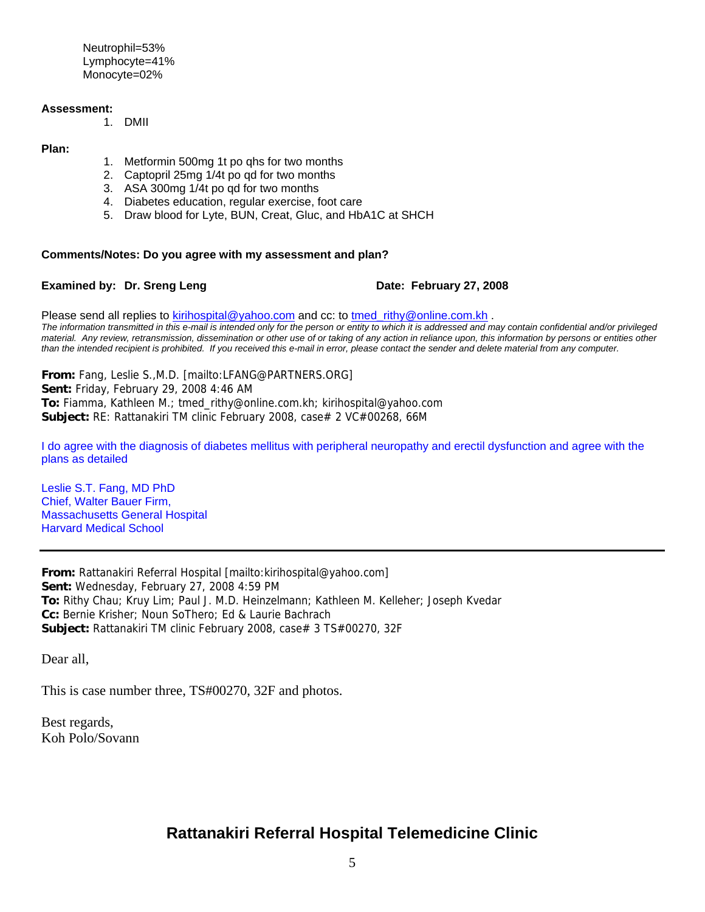Neutrophil=53%
Lymphocyte=41%
Monocyte=02%

**Assessment:**

1. DMII

**Plan:**

1. Metformin 500mg 1t po qhs for two months
2. Captopril 25mg 1/4t po qd for two months
3. ASA 300mg 1/4t po qd for two months
4. Diabetes education, regular exercise, foot care
5. Draw blood for Lyte, BUN, Creat, Gluc, and HbA1C at SHCH

**Comments/Notes: Do you agree with my assessment and plan?**

**Examined by: Dr. Sreng Leng** **Date: February 27, 2008**

Please send all replies to kirihospital@yahoo.com and cc: to tmed_rithy@online.com.kh .
*The information transmitted in this e-mail is intended only for the person or entity to which it is addressed and may contain confidential and/or privileged material. Any review, retransmission, dissemination or other use of or taking of any action in reliance upon, this information by persons or entities other than the intended recipient is prohibited. If you received this e-mail in error, please contact the sender and delete material from any computer.*

**From:** Fang, Leslie S.,M.D. [mailto:LFANG@PARTNERS.ORG]
**Sent:** Friday, February 29, 2008 4:46 AM
**To:** Fiamma, Kathleen M.; tmed_rithy@online.com.kh; kirihospital@yahoo.com
**Subject:** RE: Rattanakiri TM clinic February 2008, case# 2 VC#00268, 66M

I do agree with the diagnosis of diabetes mellitus with peripheral neuropathy and erectil dysfunction and agree with the plans as detailed

Leslie S.T. Fang, MD PhD
Chief, Walter Bauer Firm,
Massachusetts General Hospital
Harvard Medical School

---

**From:** Rattanakiri Referral Hospital [mailto:kirihospital@yahoo.com]
**Sent:** Wednesday, February 27, 2008 4:59 PM
**To:** Rithy Chau; Kruy Lim; Paul J. M.D. Heinzelmann; Kathleen M. Kelleher; Joseph Kvedar
**Cc:** Bernie Krisher; Noun SoThero; Ed & Laurie Bachrach
**Subject:** Rattanakiri TM clinic February 2008, case# 3 TS#00270, 32F

Dear all,

This is case number three, TS#00270, 32F and photos.

Best regards,
Koh Polo/Sovann

## Rattanakiri Referral Hospital Telemedicine Clinic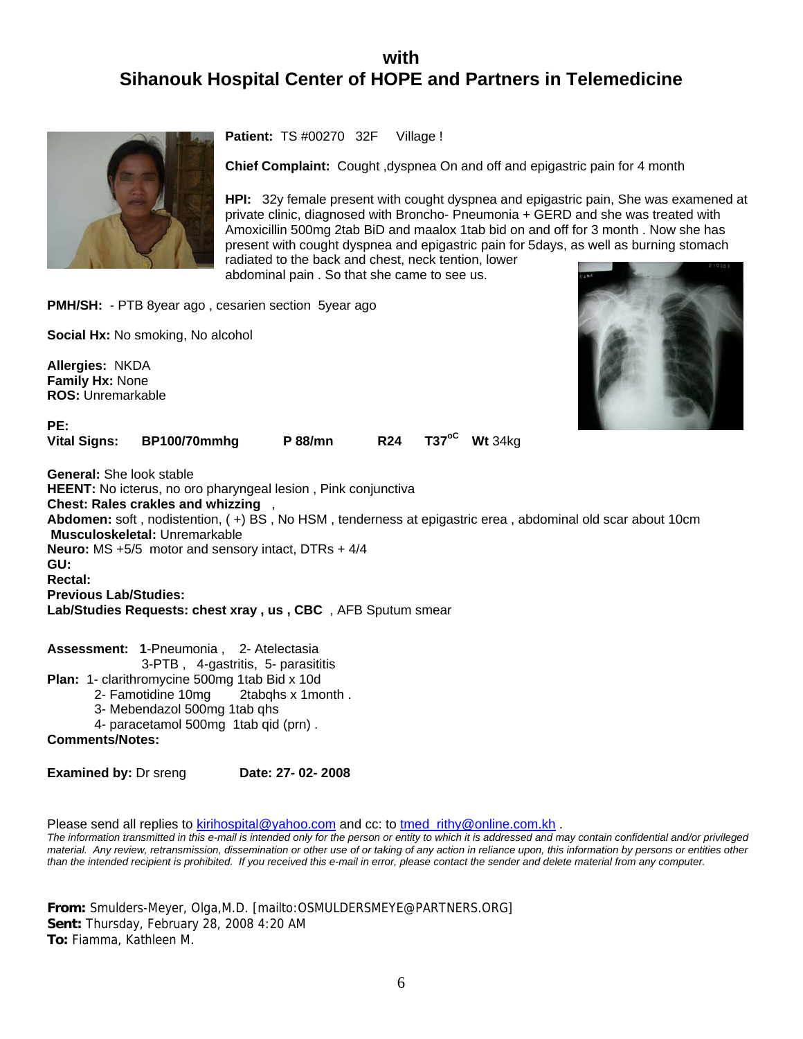## with
## Sihanouk Hospital Center of HOPE and Partners in Telemedicine

**Patient:** TS #00270 32F Village !

**Chief Complaint:** Cought ,dyspnea On and off and epigastric pain for 4 month

**HPI:** 32y female present with cought dyspnea and epigastric pain, She was examened at private clinic, diagnosed with Broncho- Pneumonia + GERD and she was treated with Amoxicillin 500mg 2tab BiD and maalox 1tab bid on and off for 3 month . Now she has present with cought dyspnea and epigastric pain for 5days, as well as burning stomach radiated to the back and chest, neck tention, lower abdominal pain . So that she came to see us.

**PMH/SH:** - PTB 8year ago , cesarien section 5year ago

**Social Hx:** No smoking, No alcohol

**Allergies:** NKDA
**Family Hx:** None
**ROS:** Unremarkable

**PE:**
**Vital Signs:** **BP100/70mmhg** **P 88/mn** **R24** **T37°C** **Wt** 34kg

**General:** She look stable
**HEENT:** No icterus, no oro pharyngeal lesion , Pink conjunctiva
**Chest: Rales crakles and whizzing** ,
**Abdomen:** soft , nodistention, ( +) BS , No HSM , tenderness at epigastric erea , abdominal old scar about 10cm
**Musculoskeletal:** Unremarkable
**Neuro:** MS +5/5 motor and sensory intact, DTRs + 4/4
**GU:**
**Rectal:**
**Previous Lab/Studies:**
**Lab/Studies Requests: chest xray , us , CBC** , AFB Sputum smear

**Assessment:** **1**-Pneumonia , 2- Atelectasia
3-PTB , 4-gastritis, 5- parasititis

**Plan:** 1- clarithromycine 500mg 1tab Bid x 10d
2- Famotidine 10mg 2tabqhs x 1month .
3- Mebendazol 500mg 1tab qhs
4- paracetamol 500mg 1tab qid (prn) .

**Comments/Notes:**

**Examined by:** Dr sreng **Date: 27- 02- 2008**

Please send all replies to kirihospital@yahoo.com and cc: to tmed_rithy@online.com.kh .

*The information transmitted in this e-mail is intended only for the person or entity to which it is addressed and may contain confidential and/or privileged material. Any review, retransmission, dissemination or other use of or taking of any action in reliance upon, this information by persons or entities other than the intended recipient is prohibited. If you received this e-mail in error, please contact the sender and delete material from any computer.*

**From:** Smulders-Meyer, Olga,M.D. [mailto:OSMULDERSMEYE@PARTNERS.ORG]
**Sent:** Thursday, February 28, 2008 4:20 AM
**To:** Fiamma, Kathleen M.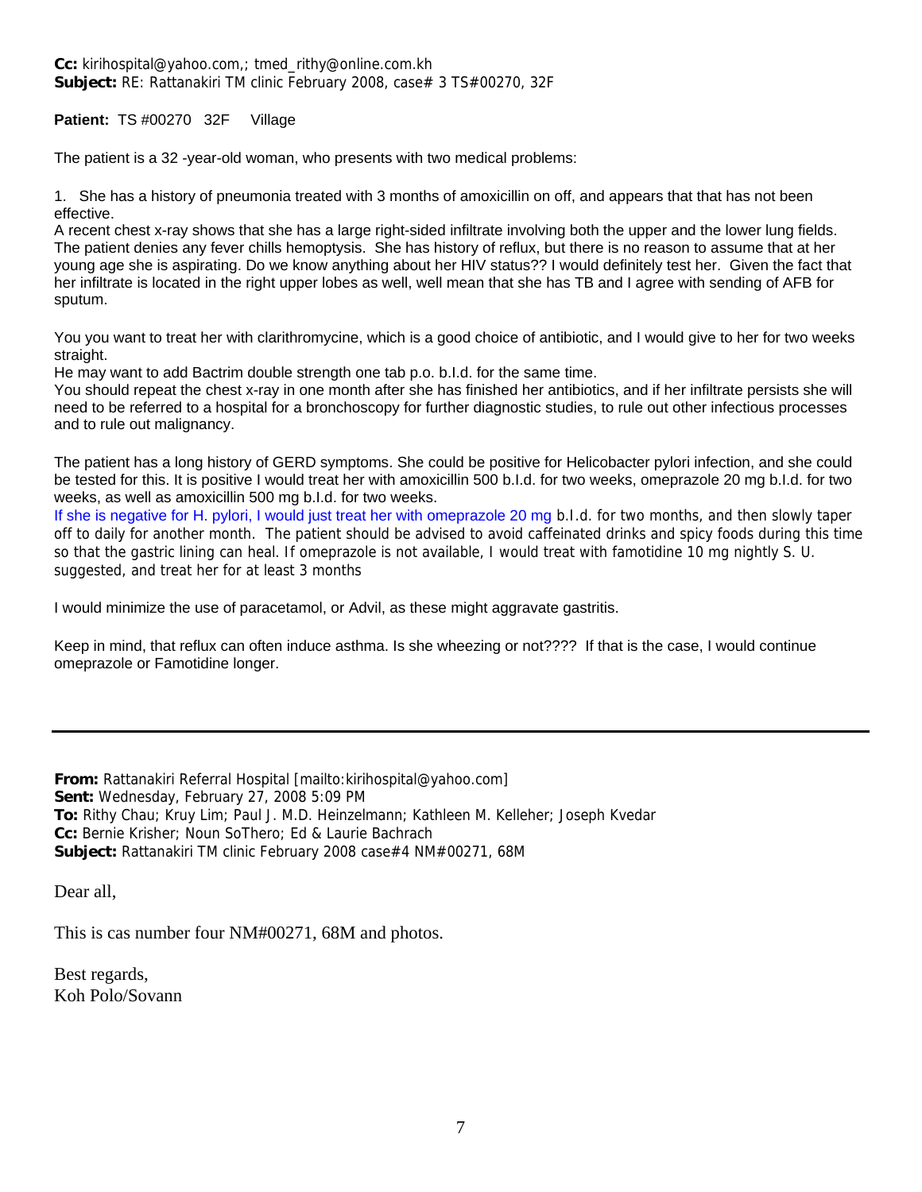**Cc:** kirihospital@yahoo.com,; tmed_rithy@online.com.kh
**Subject:** RE: Rattanakiri TM clinic February 2008, case# 3 TS#00270, 32F

**Patient:** TS #00270 32F Village

The patient is a 32 -year-old woman, who presents with two medical problems:

1. She has a history of pneumonia treated with 3 months of amoxicillin on off, and appears that that has not been effective.

A recent chest x-ray shows that she has a large right-sided infiltrate involving both the upper and the lower lung fields. The patient denies any fever chills hemoptysis. She has history of reflux, but there is no reason to assume that at her young age she is aspirating. Do we know anything about her HIV status?? I would definitely test her. Given the fact that her infiltrate is located in the right upper lobes as well, well mean that she has TB and I agree with sending of AFB for sputum.

You you want to treat her with clarithromycine, which is a good choice of antibiotic, and I would give to her for two weeks straight.

He may want to add Bactrim double strength one tab p.o. b.I.d. for the same time.

You should repeat the chest x-ray in one month after she has finished her antibiotics, and if her infiltrate persists she will need to be referred to a hospital for a bronchoscopy for further diagnostic studies, to rule out other infectious processes and to rule out malignancy.

The patient has a long history of GERD symptoms. She could be positive for Helicobacter pylori infection, and she could be tested for this. It is positive I would treat her with amoxicillin 500 b.I.d. for two weeks, omeprazole 20 mg b.I.d. for two weeks, as well as amoxicillin 500 mg b.I.d. for two weeks.

If she is negative for H. pylori, I would just treat her with omeprazole 20 mg b.I.d. for two months, and then slowly taper off to daily for another month. The patient should be advised to avoid caffeinated drinks and spicy foods during this time so that the gastric lining can heal. If omeprazole is not available, I would treat with famotidine 10 mg nightly S. U. suggested, and treat her for at least 3 months

I would minimize the use of paracetamol, or Advil, as these might aggravate gastritis.

Keep in mind, that reflux can often induce asthma. Is she wheezing or not???? If that is the case, I would continue omeprazole or Famotidine longer.

---

**From:** Rattanakiri Referral Hospital [mailto:kirihospital@yahoo.com]
**Sent:** Wednesday, February 27, 2008 5:09 PM
**To:** Rithy Chau; Kruy Lim; Paul J. M.D. Heinzelmann; Kathleen M. Kelleher; Joseph Kvedar
**Cc:** Bernie Krisher; Noun SoThero; Ed & Laurie Bachrach
**Subject:** Rattanakiri TM clinic February 2008 case#4 NM#00271, 68M

Dear all,

This is cas number four NM#00271, 68M and photos.

Best regards,
Koh Polo/Sovann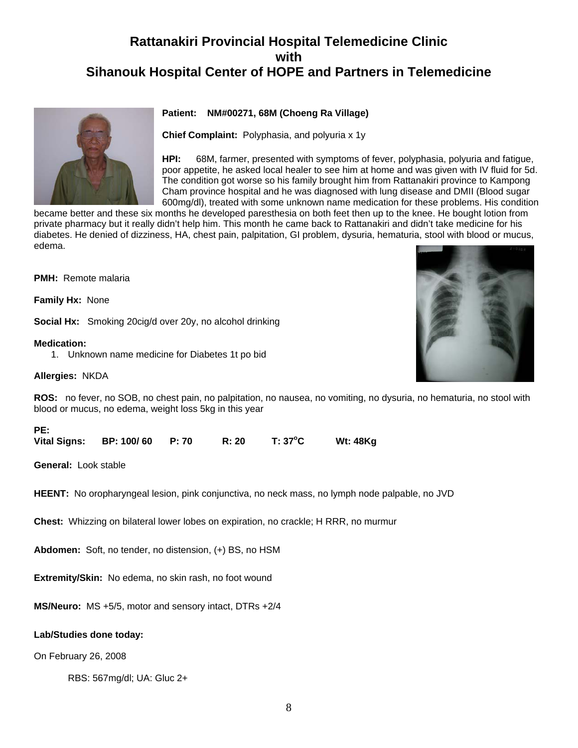# Rattanakiri Provincial Hospital Telemedicine Clinic
# with
# Sihanouk Hospital Center of HOPE and Partners in Telemedicine

**Patient:** NM#00271, 68M (Choeng Ra Village)

**Chief Complaint:** Polyphasia, and polyuria x 1y

**HPI:** 68M, farmer, presented with symptoms of fever, polyphasia, polyuria and fatigue, poor appetite, he asked local healer to see him at home and was given with IV fluid for 5d. The condition got worse so his family brought him from Rattanakiri province to Kampong Cham province hospital and he was diagnosed with lung disease and DMII (Blood sugar 600mg/dl), treated with some unknown name medication for these problems. His condition became better and these six months he developed paresthesia on both feet then up to the knee. He bought lotion from private pharmacy but it really didn't help him. This month he came back to Rattanakiri and didn't take medicine for his diabetes. He denied of dizziness, HA, chest pain, palpitation, GI problem, dysuria, hematuria, stool with blood or mucus, edema.

**PMH:** Remote malaria

**Family Hx:** None

**Social Hx:** Smoking 20cig/d over 20y, no alcohol drinking

**Medication:**

1. Unknown name medicine for Diabetes 1t po bid

**Allergies:** NKDA

**ROS:** no fever, no SOB, no chest pain, no palpitation, no nausea, no vomiting, no dysuria, no hematuria, no stool with blood or mucus, no edema, weight loss 5kg in this year

**PE:**

**Vital Signs:** **BP: 100/ 60** **P: 70** **R: 20** **T: 37°C** **Wt: 48Kg**

**General:** Look stable

**HEENT:** No oropharyngeal lesion, pink conjunctiva, no neck mass, no lymph node palpable, no JVD

**Chest:** Whizzing on bilateral lower lobes on expiration, no crackle; H RRR, no murmur

**Abdomen:** Soft, no tender, no distension, (+) BS, no HSM

**Extremity/Skin:** No edema, no skin rash, no foot wound

**MS/Neuro:** MS +5/5, motor and sensory intact, DTRs +2/4

**Lab/Studies done today:**

On February 26, 2008

RBS: 567mg/dl; UA: Gluc 2+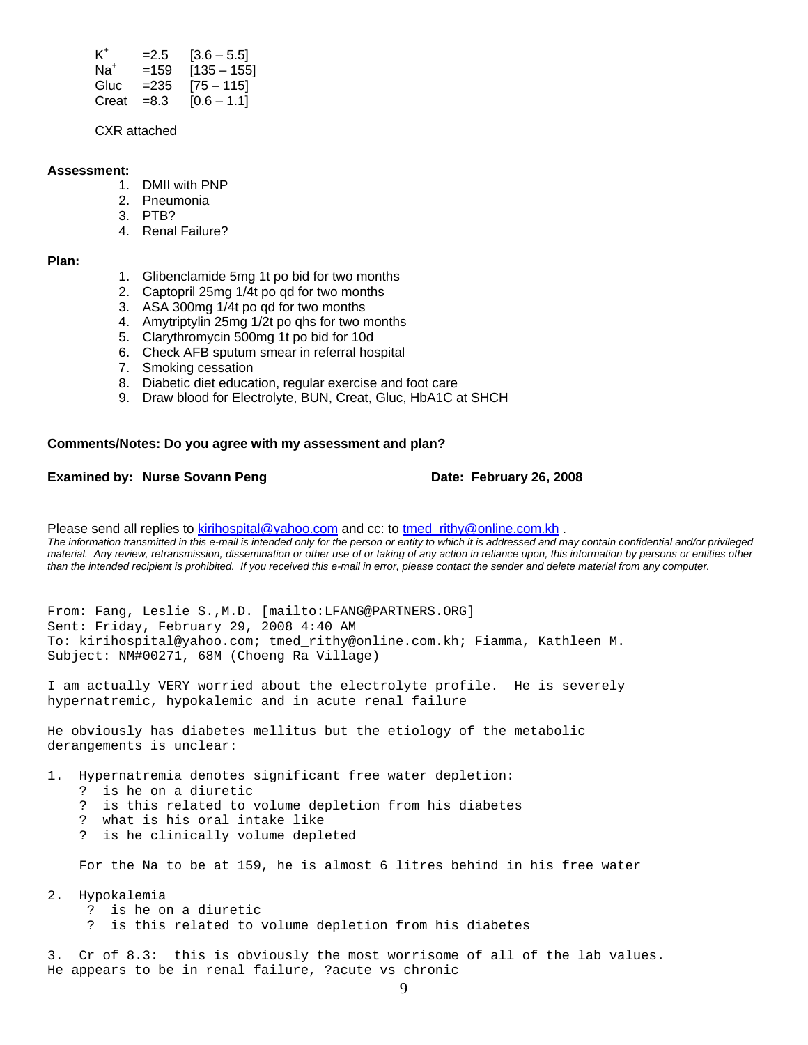| | | |
|---|---|---|
| $K^+$ | =2.5 | [3.6 – 5.5] |
| $Na^+$ | =159 | [135 – 155] |
| Gluc | =235 | [75 – 115] |
| Creat | =8.3 | [0.6 – 1.1] |

CXR attached

**Assessment:**

1. DMII with PNP
2. Pneumonia
3. PTB?
4. Renal Failure?

**Plan:**

1. Glibenclamide 5mg 1t po bid for two months
2. Captopril 25mg 1/4t po qd for two months
3. ASA 300mg 1/4t po qd for two months
4. Amytriptylin 25mg 1/2t po qhs for two months
5. Clarythromycin 500mg 1t po bid for 10d
6. Check AFB sputum smear in referral hospital
7. Smoking cessation
8. Diabetic diet education, regular exercise and foot care
9. Draw blood for Electrolyte, BUN, Creat, Gluc, HbA1C at SHCH

**Comments/Notes: Do you agree with my assessment and plan?**

**Examined by: Nurse Sovann Peng** **Date: February 26, 2008**

Please send all replies to kirihospital@yahoo.com and cc: to tmed_rithy@online.com.kh .

*The information transmitted in this e-mail is intended only for the person or entity to which it is addressed and may contain confidential and/or privileged material. Any review, retransmission, dissemination or other use of or taking of any action in reliance upon, this information by persons or entities other than the intended recipient is prohibited. If you received this e-mail in error, please contact the sender and delete material from any computer.*

From: Fang, Leslie S.,M.D. [mailto:LFANG@PARTNERS.ORG]
Sent: Friday, February 29, 2008 4:40 AM
To: kirihospital@yahoo.com; tmed_rithy@online.com.kh; Fiamma, Kathleen M.
Subject: NM#00271, 68M (Choeng Ra Village)

I am actually VERY worried about the electrolyte profile. He is severely hypernatremic, hypokalemic and in acute renal failure

He obviously has diabetes mellitus but the etiology of the metabolic derangements is unclear:

1. Hypernatremia denotes significant free water depletion:
   ? is he on a diuretic
   ? is this related to volume depletion from his diabetes
   ? what is his oral intake like
   ? is he clinically volume depleted

   For the Na to be at 159, he is almost 6 litres behind in his free water

2. Hypokalemia
   ? is he on a diuretic
   ? is this related to volume depletion from his diabetes

3. Cr of 8.3: this is obviously the most worrisome of all of the lab values. He appears to be in renal failure, ?acute vs chronic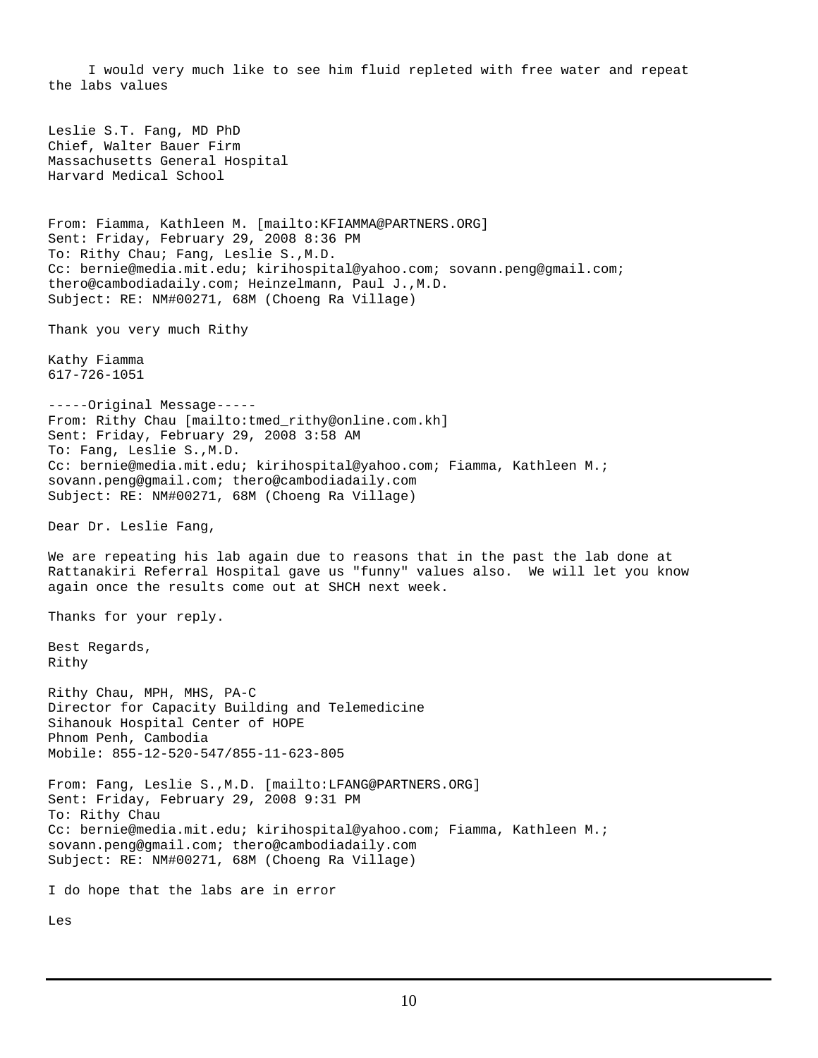I would very much like to see him fluid repleted with free water and repeat the labs values

Leslie S.T. Fang, MD PhD
Chief, Walter Bauer Firm
Massachusetts General Hospital
Harvard Medical School

From: Fiamma, Kathleen M. [mailto:KFIAMMA@PARTNERS.ORG]
Sent: Friday, February 29, 2008 8:36 PM
To: Rithy Chau; Fang, Leslie S.,M.D.
Cc: bernie@media.mit.edu; kirihospital@yahoo.com; sovann.peng@gmail.com; thero@cambodiadaily.com; Heinzelmann, Paul J.,M.D.
Subject: RE: NM#00271, 68M (Choeng Ra Village)

Thank you very much Rithy

Kathy Fiamma
617-726-1051

-----Original Message-----
From: Rithy Chau [mailto:tmed_rithy@online.com.kh]
Sent: Friday, February 29, 2008 3:58 AM
To: Fang, Leslie S.,M.D.
Cc: bernie@media.mit.edu; kirihospital@yahoo.com; Fiamma, Kathleen M.; sovann.peng@gmail.com; thero@cambodiadaily.com
Subject: RE: NM#00271, 68M (Choeng Ra Village)

Dear Dr. Leslie Fang,

We are repeating his lab again due to reasons that in the past the lab done at Rattanakiri Referral Hospital gave us "funny" values also. We will let you know again once the results come out at SHCH next week.

Thanks for your reply.

Best Regards,
Rithy

Rithy Chau, MPH, MHS, PA-C
Director for Capacity Building and Telemedicine
Sihanouk Hospital Center of HOPE
Phnom Penh, Cambodia
Mobile: 855-12-520-547/855-11-623-805

From: Fang, Leslie S.,M.D. [mailto:LFANG@PARTNERS.ORG]
Sent: Friday, February 29, 2008 9:31 PM
To: Rithy Chau
Cc: bernie@media.mit.edu; kirihospital@yahoo.com; Fiamma, Kathleen M.; sovann.peng@gmail.com; thero@cambodiadaily.com
Subject: RE: NM#00271, 68M (Choeng Ra Village)

I do hope that the labs are in error

Les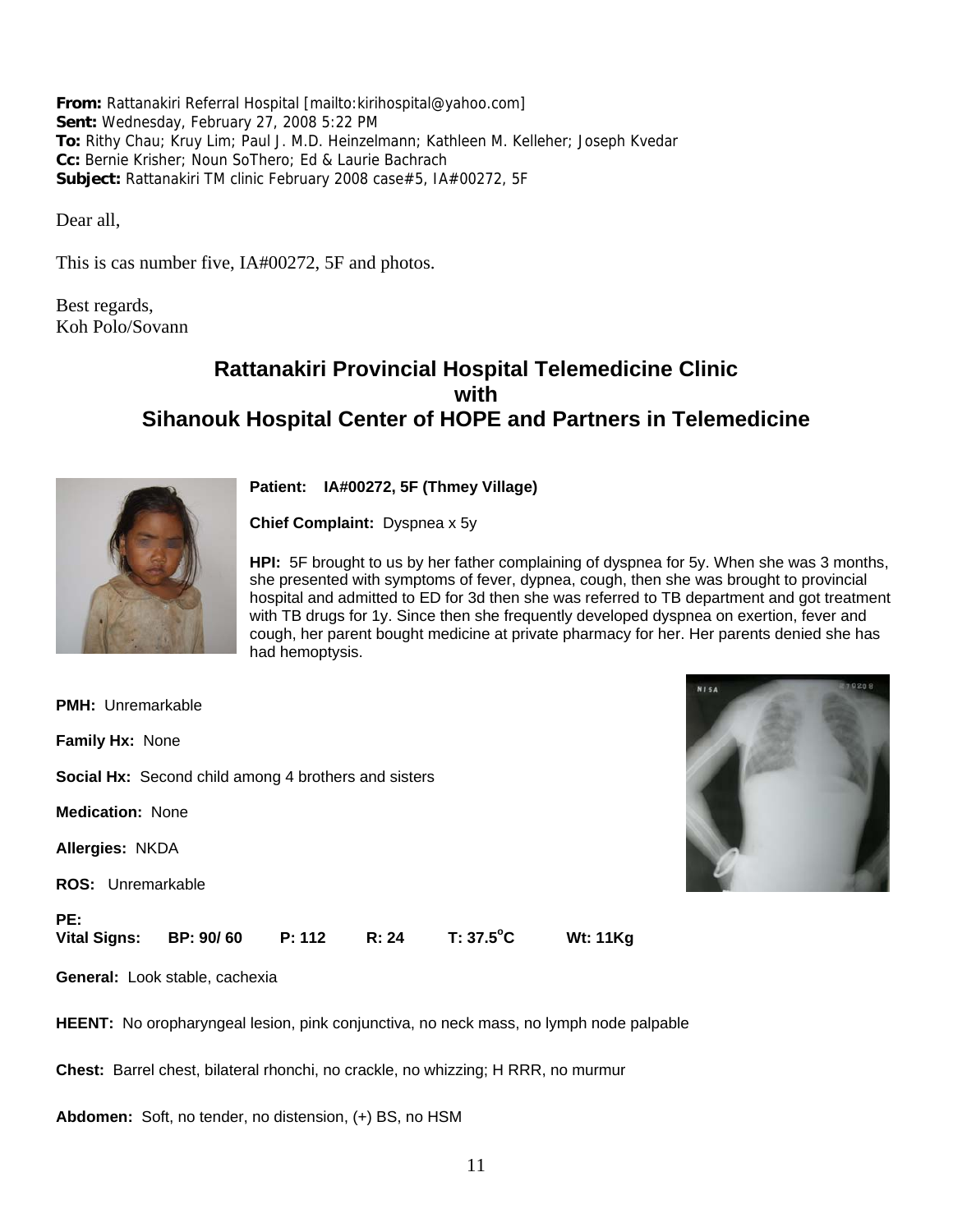**From:** Rattanakiri Referral Hospital [mailto:kirihospital@yahoo.com]
**Sent:** Wednesday, February 27, 2008 5:22 PM
**To:** Rithy Chau; Kruy Lim; Paul J. M.D. Heinzelmann; Kathleen M. Kelleher; Joseph Kvedar
**Cc:** Bernie Krisher; Noun SoThero; Ed & Laurie Bachrach
**Subject:** Rattanakiri TM clinic February 2008 case#5, IA#00272, 5F

Dear all,

This is cas number five, IA#00272, 5F and photos.

Best regards,
Koh Polo/Sovann

## Rattanakiri Provincial Hospital Telemedicine Clinic with Sihanouk Hospital Center of HOPE and Partners in Telemedicine

**Patient: IA#00272, 5F (Thmey Village)**

**Chief Complaint:** Dyspnea x 5y

**HPI:** 5F brought to us by her father complaining of dyspnea for 5y. When she was 3 months, she presented with symptoms of fever, dypnea, cough, then she was brought to provincial hospital and admitted to ED for 3d then she was referred to TB department and got treatment with TB drugs for 1y. Since then she frequently developed dyspnea on exertion, fever and cough, her parent bought medicine at private pharmacy for her. Her parents denied she has had hemoptysis.

**PMH:** Unremarkable

**Family Hx:** None

**Social Hx:** Second child among 4 brothers and sisters

**Medication:** None

**Allergies:** NKDA

**ROS:** Unremarkable

**PE:**
**Vital Signs: BP: 90/ 60 P: 112 R: 24 T: 37.5°C Wt: 11Kg**

**General:** Look stable, cachexia

**HEENT:** No oropharyngeal lesion, pink conjunctiva, no neck mass, no lymph node palpable

**Chest:** Barrel chest, bilateral rhonchi, no crackle, no whizzing; H RRR, no murmur

**Abdomen:** Soft, no tender, no distension, (+) BS, no HSM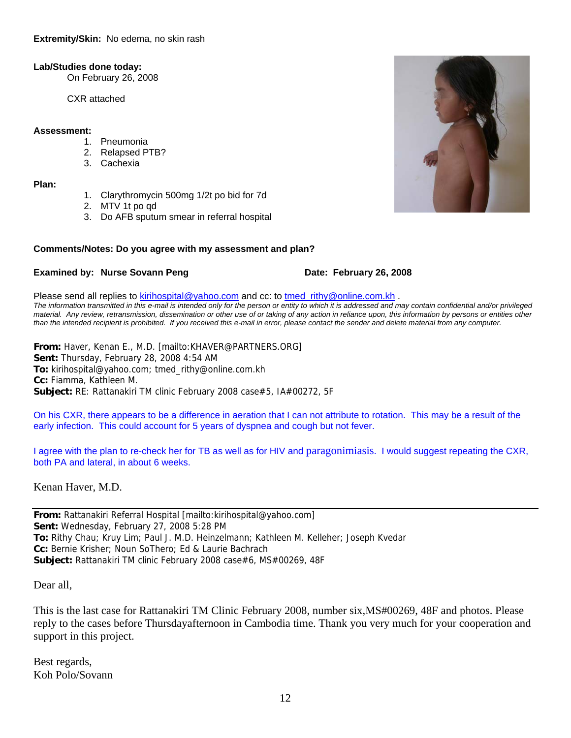**Extremity/Skin:** No edema, no skin rash

**Lab/Studies done today:**

On February 26, 2008

CXR attached

**Assessment:**

1. Pneumonia
2. Relapsed PTB?
3. Cachexia

**Plan:**

1. Clarythromycin 500mg 1/2t po bid for 7d
2. MTV 1t po qd
3. Do AFB sputum smear in referral hospital

**Comments/Notes: Do you agree with my assessment and plan?**

**Examined by: Nurse Sovann Peng** **Date: February 26, 2008**

Please send all replies to kirihospital@yahoo.com and cc: to tmed_rithy@online.com.kh .

*The information transmitted in this e-mail is intended only for the person or entity to which it is addressed and may contain confidential and/or privileged material. Any review, retransmission, dissemination or other use of or taking of any action in reliance upon, this information by persons or entities other than the intended recipient is prohibited. If you received this e-mail in error, please contact the sender and delete material from any computer.*

**From:** Haver, Kenan E., M.D. [mailto:KHAVER@PARTNERS.ORG]
**Sent:** Thursday, February 28, 2008 4:54 AM
**To:** kirihospital@yahoo.com; tmed_rithy@online.com.kh
**Cc:** Fiamma, Kathleen M.
**Subject:** RE: Rattanakiri TM clinic February 2008 case#5, IA#00272, 5F

On his CXR, there appears to be a difference in aeration that I can not attribute to rotation. This may be a result of the early infection. This could account for 5 years of dyspnea and cough but not fever.

I agree with the plan to re-check her for TB as well as for HIV and paragonimiasis. I would suggest repeating the CXR, both PA and lateral, in about 6 weeks.

Kenan Haver, M.D.

---

**From:** Rattanakiri Referral Hospital [mailto:kirihospital@yahoo.com]
**Sent:** Wednesday, February 27, 2008 5:28 PM
**To:** Rithy Chau; Kruy Lim; Paul J. M.D. Heinzelmann; Kathleen M. Kelleher; Joseph Kvedar
**Cc:** Bernie Krisher; Noun SoThero; Ed & Laurie Bachrach
**Subject:** Rattanakiri TM clinic February 2008 case#6, MS#00269, 48F

Dear all,

This is the last case for Rattanakiri TM Clinic February 2008, number six,MS#00269, 48F and photos. Please reply to the cases before Thursdayafternoon in Cambodia time. Thank you very much for your cooperation and support in this project.

Best regards,
Koh Polo/Sovann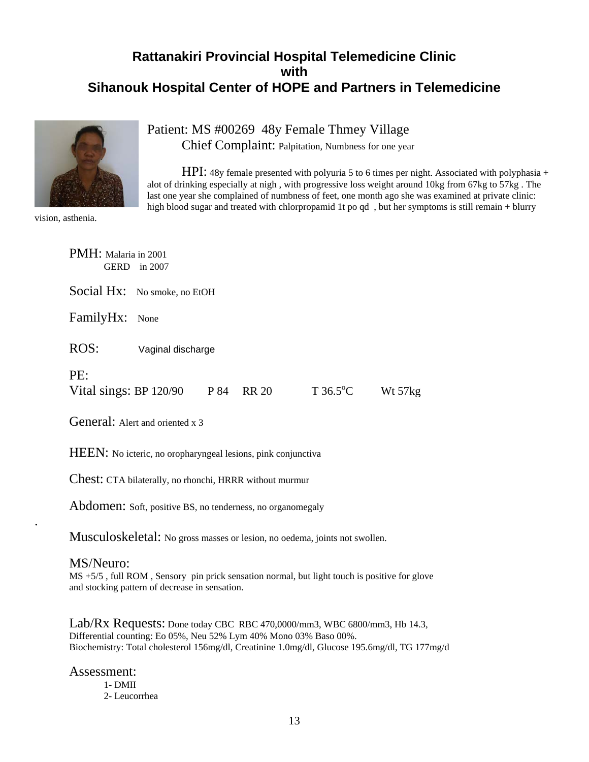## Rattanakiri Provincial Hospital Telemedicine Clinic with Sihanouk Hospital Center of HOPE and Partners in Telemedicine

Patient: MS #00269 48y Female Thmey Village

Chief Complaint: Palpitation, Numbness for one year

HPI: 48y female presented with polyuria 5 to 6 times per night. Associated with polyphasia + alot of drinking especially at nigh , with progressive loss weight around 10kg from 67kg to 57kg . The last one year she complained of numbness of feet, one month ago she was examined at private clinic: high blood sugar and treated with chlorpropamid 1t po qd , but her symptoms is still remain + blurry vision, asthenia.

PMH: Malaria in 2001
GERD in 2007

Social Hx: No smoke, no EtOH

FamilyHx: None

ROS: Vaginal discharge

PE:
Vital sings: BP 120/90 P 84 RR 20 T 36.5°C Wt 57kg

General: Alert and oriented x 3

HEEN: No icteric, no oropharyngeal lesions, pink conjunctiva

Chest: CTA bilaterally, no rhonchi, HRRR without murmur

Abdomen: Soft, positive BS, no tenderness, no organomegaly

Musculoskeletal: No gross masses or lesion, no oedema, joints not swollen.

MS/Neuro:
MS +5/5 , full ROM , Sensory pin prick sensation normal, but light touch is positive for glove and stocking pattern of decrease in sensation.

Lab/Rx Requests: Done today CBC RBC 470,0000/mm3, WBC 6800/mm3, Hb 14.3, Differential counting: Eo 05%, Neu 52% Lym 40% Mono 03% Baso 00%.
Biochemistry: Total cholesterol 156mg/dl, Creatinine 1.0mg/dl, Glucose 195.6mg/dl, TG 177mg/d

Assessment:
1- DMII
2- Leucorrhea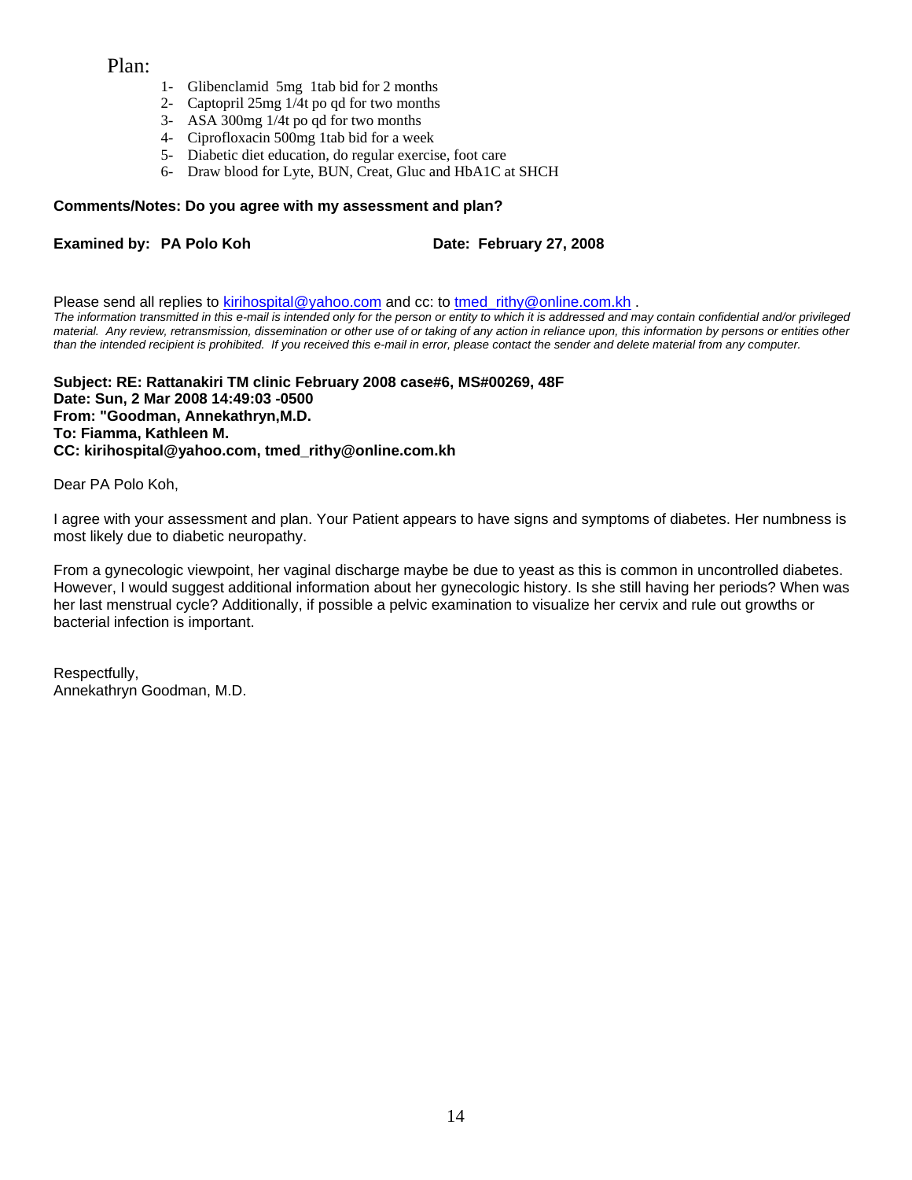Plan:

1- Glibenclamid 5mg 1tab bid for 2 months
2- Captopril 25mg 1/4t po qd for two months
3- ASA 300mg 1/4t po qd for two months
4- Ciprofloxacin 500mg 1tab bid for a week
5- Diabetic diet education, do regular exercise, foot care
6- Draw blood for Lyte, BUN, Creat, Gluc and HbA1C at SHCH

**Comments/Notes: Do you agree with my assessment and plan?**

**Examined by: PA Polo Koh** **Date: February 27, 2008**

Please send all replies to kirihospital@yahoo.com and cc: to tmed_rithy@online.com.kh .
*The information transmitted in this e-mail is intended only for the person or entity to which it is addressed and may contain confidential and/or privileged material. Any review, retransmission, dissemination or other use of or taking of any action in reliance upon, this information by persons or entities other than the intended recipient is prohibited. If you received this e-mail in error, please contact the sender and delete material from any computer.*

**Subject: RE: Rattanakiri TM clinic February 2008 case#6, MS#00269, 48F**
**Date: Sun, 2 Mar 2008 14:49:03 -0500**
**From: "Goodman, Annekathryn,M.D.**
**To: Fiamma, Kathleen M.**
**CC: kirihospital@yahoo.com, tmed_rithy@online.com.kh**

Dear PA Polo Koh,

I agree with your assessment and plan. Your Patient appears to have signs and symptoms of diabetes. Her numbness is most likely due to diabetic neuropathy.

From a gynecologic viewpoint, her vaginal discharge maybe be due to yeast as this is common in uncontrolled diabetes. However, I would suggest additional information about her gynecologic history. Is she still having her periods? When was her last menstrual cycle? Additionally, if possible a pelvic examination to visualize her cervix and rule out growths or bacterial infection is important.

Respectfully,
Annekathryn Goodman, M.D.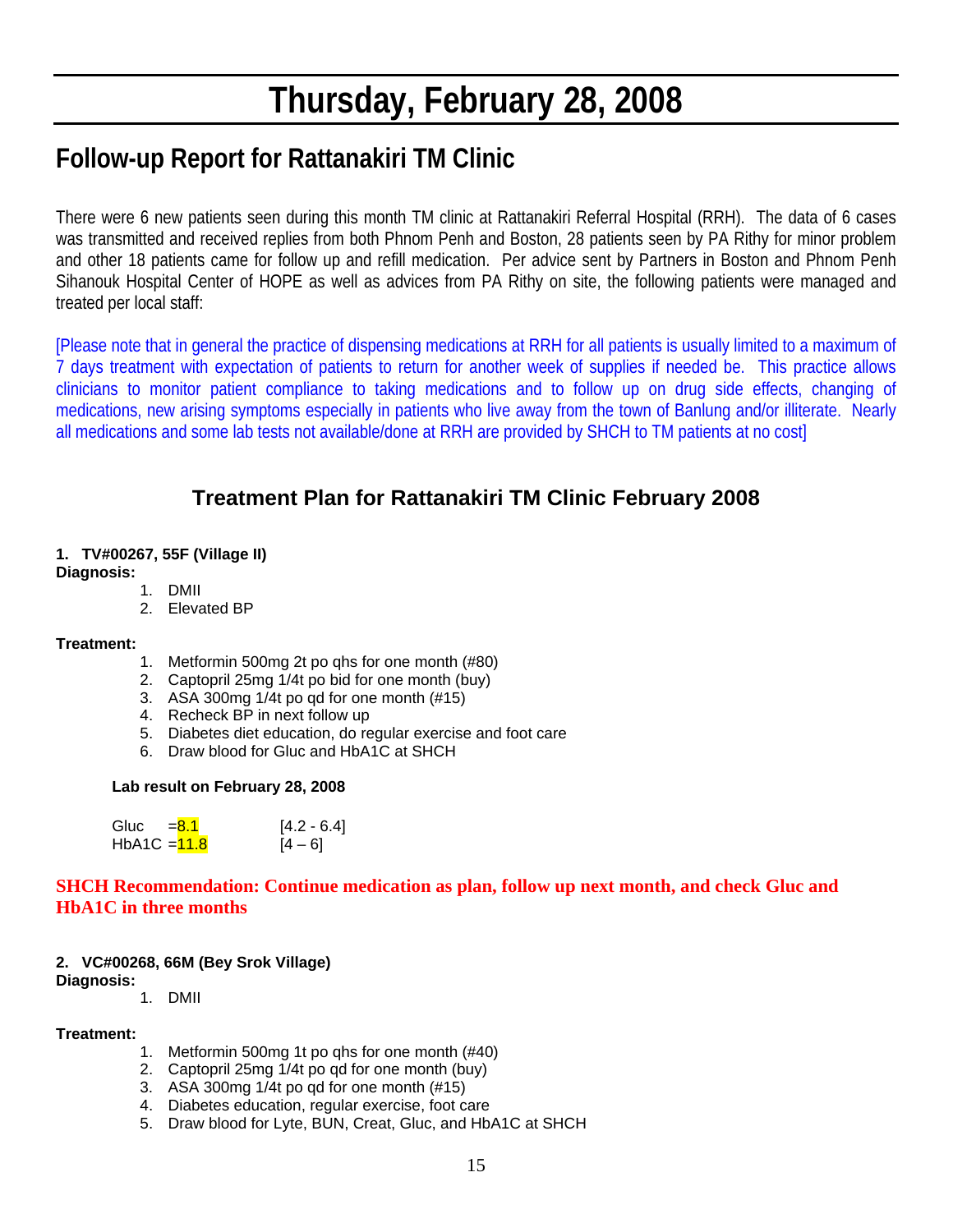# Thursday, February 28, 2008

## Follow-up Report for Rattanakiri TM Clinic

There were 6 new patients seen during this month TM clinic at Rattanakiri Referral Hospital (RRH). The data of 6 cases was transmitted and received replies from both Phnom Penh and Boston, 28 patients seen by PA Rithy for minor problem and other 18 patients came for follow up and refill medication. Per advice sent by Partners in Boston and Phnom Penh Sihanouk Hospital Center of HOPE as well as advices from PA Rithy on site, the following patients were managed and treated per local staff:

[Please note that in general the practice of dispensing medications at RRH for all patients is usually limited to a maximum of 7 days treatment with expectation of patients to return for another week of supplies if needed be. This practice allows clinicians to monitor patient compliance to taking medications and to follow up on drug side effects, changing of medications, new arising symptoms especially in patients who live away from the town of Banlung and/or illiterate. Nearly all medications and some lab tests not available/done at RRH are provided by SHCH to TM patients at no cost]

### Treatment Plan for Rattanakiri TM Clinic February 2008

**1. TV#00267, 55F (Village II)**

**Diagnosis:**

1. DMII
2. Elevated BP

**Treatment:**

1. Metformin 500mg 2t po qhs for one month (#80)
2. Captopril 25mg 1/4t po bid for one month (buy)
3. ASA 300mg 1/4t po qd for one month (#15)
4. Recheck BP in next follow up
5. Diabetes diet education, do regular exercise and foot care
6. Draw blood for Gluc and HbA1C at SHCH

**Lab result on February 28, 2008**

| | | |
|---|---|---|
| Gluc | =8.1 | [4.2 - 6.4] |
| HbA1C | =11.8 | [4 – 6] |

**SHCH Recommendation: Continue medication as plan, follow up next month, and check Gluc and HbA1C in three months**

**2. VC#00268, 66M (Bey Srok Village)**

**Diagnosis:**

1. DMII

**Treatment:**

1. Metformin 500mg 1t po qhs for one month (#40)
2. Captopril 25mg 1/4t po qd for one month (buy)
3. ASA 300mg 1/4t po qd for one month (#15)
4. Diabetes education, regular exercise, foot care
5. Draw blood for Lyte, BUN, Creat, Gluc, and HbA1C at SHCH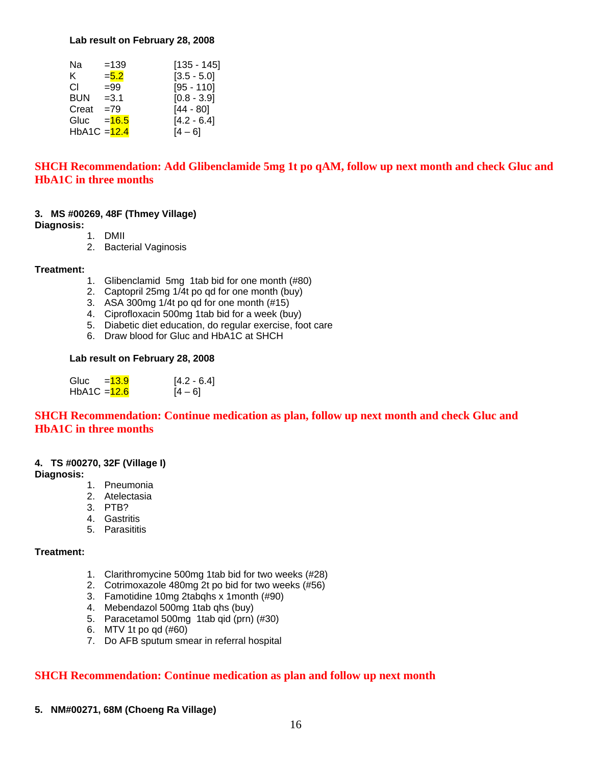**Lab result on February 28, 2008**

| | | |
|---|---|---|
| Na | =139 | [135 - 145] |
| K | =5.2 | [3.5 - 5.0] |
| Cl | =99 | [95 - 110] |
| BUN | =3.1 | [0.8 - 3.9] |
| Creat | =79 | [44 - 80] |
| Gluc | =16.5 | [4.2 - 6.4] |
| HbA1C | =12.4 | [4 – 6] |

**SHCH Recommendation: Add Glibenclamide 5mg 1t po qAM, follow up next month and check Gluc and HbA1C in three months**

**3. MS #00269, 48F (Thmey Village)**

**Diagnosis:**

1. DMII
2. Bacterial Vaginosis

**Treatment:**

1. Glibenclamid 5mg 1tab bid for one month (#80)
2. Captopril 25mg 1/4t po qd for one month (buy)
3. ASA 300mg 1/4t po qd for one month (#15)
4. Ciprofloxacin 500mg 1tab bid for a week (buy)
5. Diabetic diet education, do regular exercise, foot care
6. Draw blood for Gluc and HbA1C at SHCH

**Lab result on February 28, 2008**

| | | |
|---|---|---|
| Gluc | =13.9 | [4.2 - 6.4] |
| HbA1C | =12.6 | [4 – 6] |

**SHCH Recommendation: Continue medication as plan, follow up next month and check Gluc and HbA1C in three months**

**4. TS #00270, 32F (Village I)**

**Diagnosis:**

1. Pneumonia
2. Atelectasia
3. PTB?
4. Gastritis
5. Parasititis

**Treatment:**

1. Clarithromycine 500mg 1tab bid for two weeks (#28)
2. Cotrimoxazole 480mg 2t po bid for two weeks (#56)
3. Famotidine 10mg 2tabqhs x 1month (#90)
4. Mebendazol 500mg 1tab qhs (buy)
5. Paracetamol 500mg 1tab qid (prn) (#30)
6. MTV 1t po qd (#60)
7. Do AFB sputum smear in referral hospital

**SHCH Recommendation: Continue medication as plan and follow up next month**

**5. NM#00271, 68M (Choeng Ra Village)**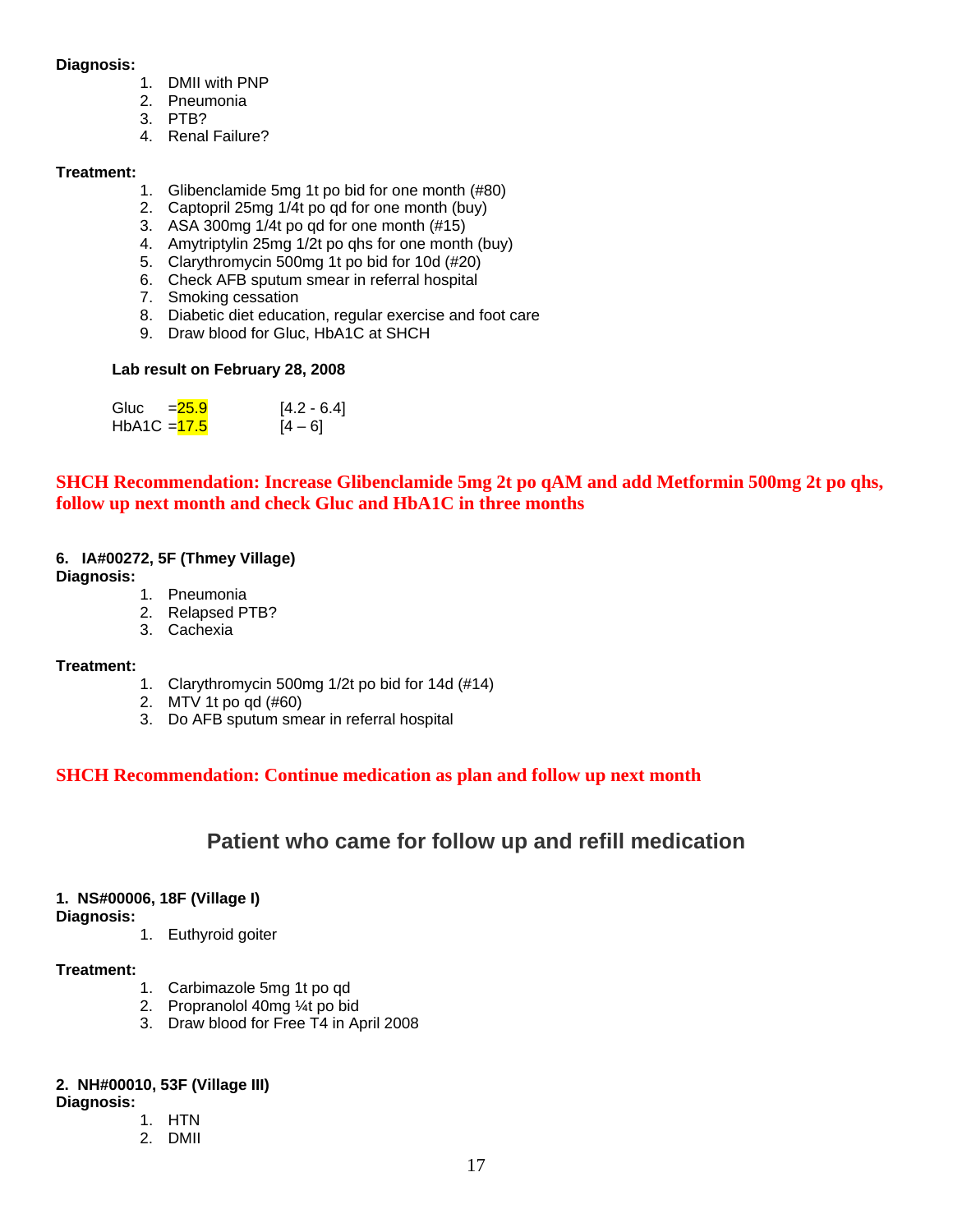**Diagnosis:**

1. DMII with PNP
2. Pneumonia
3. PTB?
4. Renal Failure?

**Treatment:**

1. Glibenclamide 5mg 1t po bid for one month (#80)
2. Captopril 25mg 1/4t po qd for one month (buy)
3. ASA 300mg 1/4t po qd for one month (#15)
4. Amytriptylin 25mg 1/2t po qhs for one month (buy)
5. Clarythromycin 500mg 1t po bid for 10d (#20)
6. Check AFB sputum smear in referral hospital
7. Smoking cessation
8. Diabetic diet education, regular exercise and foot care
9. Draw blood for Gluc, HbA1C at SHCH

**Lab result on February 28, 2008**

| | | |
|---|---|---|
| Gluc | =25.9 | [4.2 - 6.4] |
| HbA1C | =17.5 | [4 – 6] |

**SHCH Recommendation: Increase Glibenclamide 5mg 2t po qAM and add Metformin 500mg 2t po qhs, follow up next month and check Gluc and HbA1C in three months**

**6. IA#00272, 5F (Thmey Village)**

**Diagnosis:**

1. Pneumonia
2. Relapsed PTB?
3. Cachexia

**Treatment:**

1. Clarythromycin 500mg 1/2t po bid for 14d (#14)
2. MTV 1t po qd (#60)
3. Do AFB sputum smear in referral hospital

**SHCH Recommendation: Continue medication as plan and follow up next month**

## Patient who came for follow up and refill medication

**1. NS#00006, 18F (Village I)**

**Diagnosis:**

1. Euthyroid goiter

**Treatment:**

1. Carbimazole 5mg 1t po qd
2. Propranolol 40mg ¼t po bid
3. Draw blood for Free T4 in April 2008

**2. NH#00010, 53F (Village III)**

**Diagnosis:**

1. HTN
2. DMII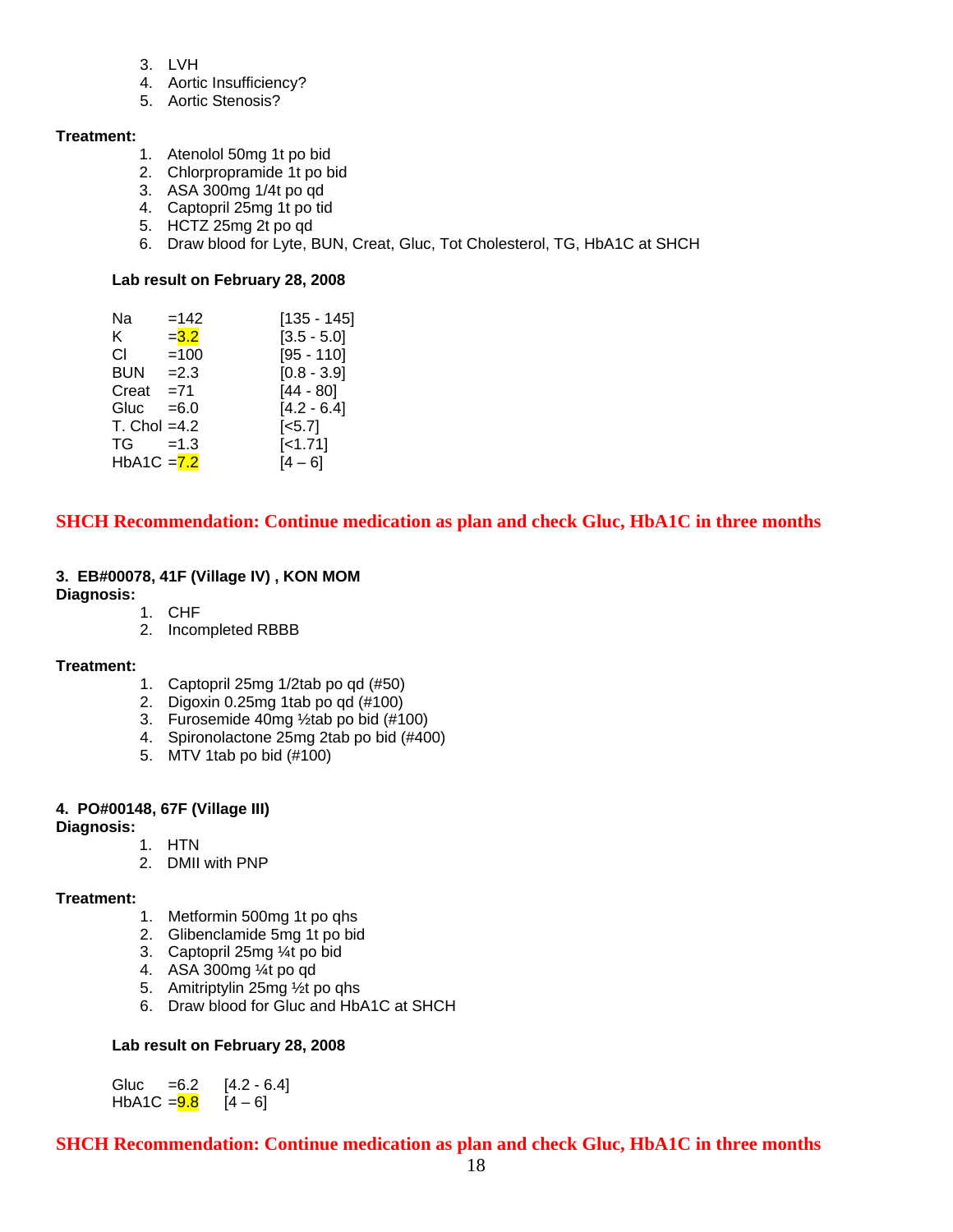3. LVH
4. Aortic Insufficiency?
5. Aortic Stenosis?

**Treatment:**

1. Atenolol 50mg 1t po bid
2. Chlorpropramide 1t po bid
3. ASA 300mg 1/4t po qd
4. Captopril 25mg 1t po tid
5. HCTZ 25mg 2t po qd
6. Draw blood for Lyte, BUN, Creat, Gluc, Tot Cholesterol, TG, HbA1C at SHCH

**Lab result on February 28, 2008**

| | | |
|---|---|---|
| Na | =142 | [135 - 145] |
| K | =3.2 | [3.5 - 5.0] |
| Cl | =100 | [95 - 110] |
| BUN | =2.3 | [0.8 - 3.9] |
| Creat | =71 | [44 - 80] |
| Gluc | =6.0 | [4.2 - 6.4] |
| T. Chol | =4.2 | [<5.7] |
| TG | =1.3 | [<1.71] |
| HbA1C | =7.2 | [4 – 6] |

**SHCH Recommendation: Continue medication as plan and check Gluc, HbA1C in three months**

**3. EB#00078, 41F (Village IV) , KON MOM**

**Diagnosis:**

1. CHF
2. Incompleted RBBB

**Treatment:**

1. Captopril 25mg 1/2tab po qd (#50)
2. Digoxin 0.25mg 1tab po qd (#100)
3. Furosemide 40mg ½tab po bid (#100)
4. Spironolactone 25mg 2tab po bid (#400)
5. MTV 1tab po bid (#100)

**4. PO#00148, 67F (Village III)**

**Diagnosis:**

1. HTN
2. DMII with PNP

**Treatment:**

1. Metformin 500mg 1t po qhs
2. Glibenclamide 5mg 1t po bid
3. Captopril 25mg ¼t po bid
4. ASA 300mg ¼t po qd
5. Amitriptylin 25mg ½t po qhs
6. Draw blood for Gluc and HbA1C at SHCH

**Lab result on February 28, 2008**

| | | |
|---|---|---|
| Gluc | =6.2 | [4.2 - 6.4] |
| HbA1C | =9.8 | [4 – 6] |

**SHCH Recommendation: Continue medication as plan and check Gluc, HbA1C in three months**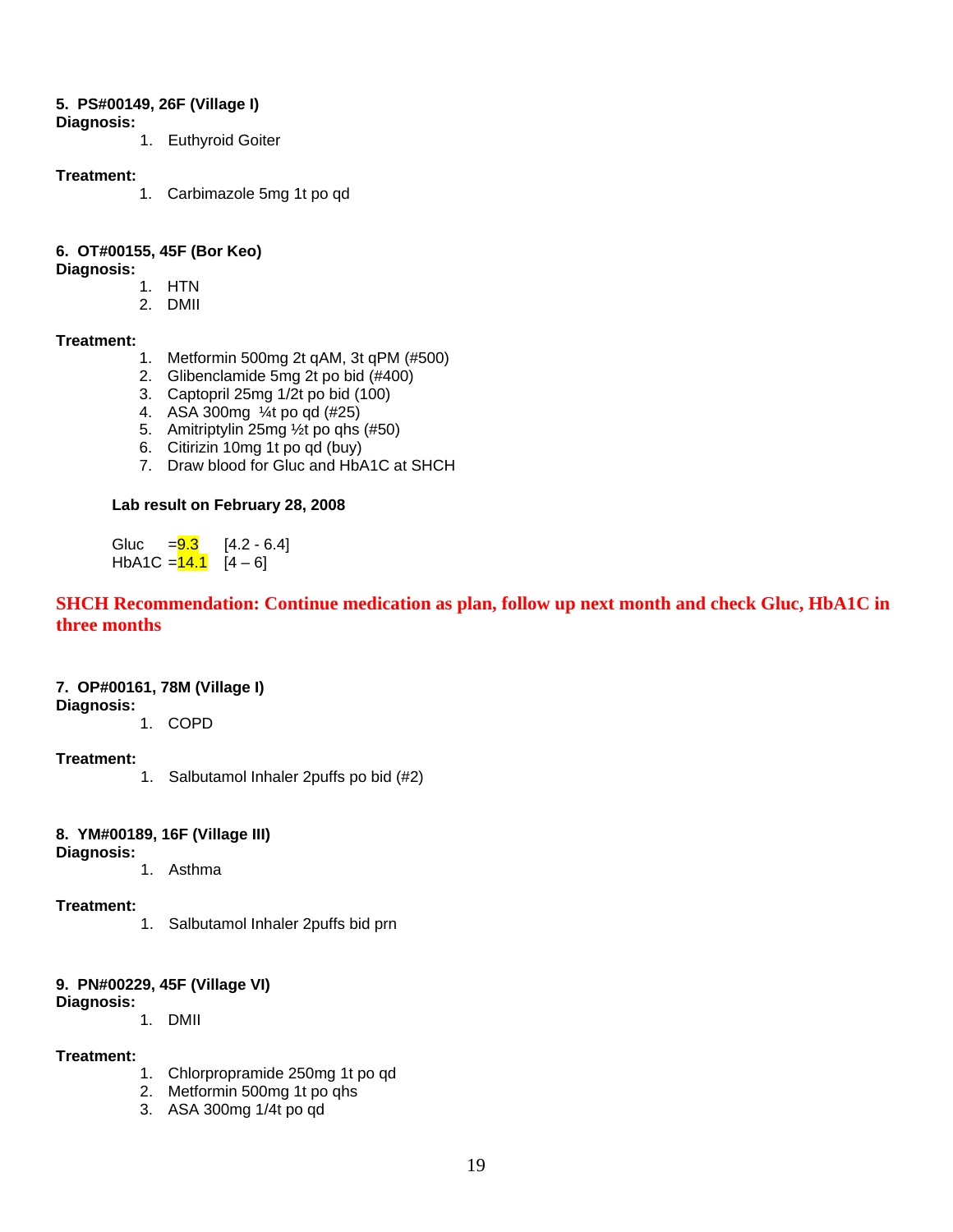**5. PS#00149, 26F (Village I)**

**Diagnosis:**

1. Euthyroid Goiter

**Treatment:**

1. Carbimazole 5mg 1t po qd

**6. OT#00155, 45F (Bor Keo)**

**Diagnosis:**

1. HTN
2. DMII

**Treatment:**

1. Metformin 500mg 2t qAM, 3t qPM (#500)
2. Glibenclamide 5mg 2t po bid (#400)
3. Captopril 25mg 1/2t po bid (100)
4. ASA 300mg ¼t po qd (#25)
5. Amitriptylin 25mg ½t po qhs (#50)
6. Citirizin 10mg 1t po qd (buy)
7. Draw blood for Gluc and HbA1C at SHCH

**Lab result on February 28, 2008**

Gluc =9.3 [4.2 - 6.4]
HbA1C =14.1 [4 – 6]

**SHCH Recommendation: Continue medication as plan, follow up next month and check Gluc, HbA1C in three months**

**7. OP#00161, 78M (Village I)**

**Diagnosis:**

1. COPD

**Treatment:**

1. Salbutamol Inhaler 2puffs po bid (#2)

**8. YM#00189, 16F (Village III)**

**Diagnosis:**

1. Asthma

**Treatment:**

1. Salbutamol Inhaler 2puffs bid prn

**9. PN#00229, 45F (Village VI)**

**Diagnosis:**

1. DMII

**Treatment:**

1. Chlorpropramide 250mg 1t po qd
2. Metformin 500mg 1t po qhs
3. ASA 300mg 1/4t po qd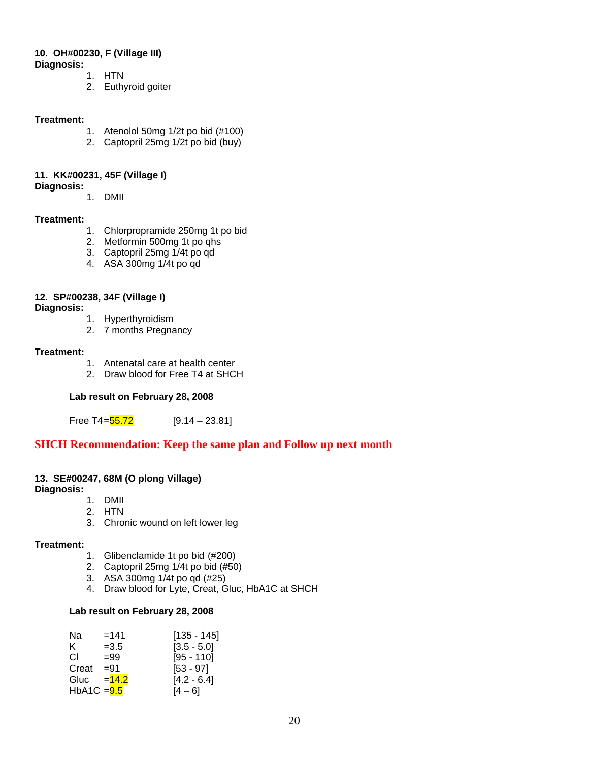**10. OH#00230, F (Village III)**

**Diagnosis:**

1. HTN
2. Euthyroid goiter

**Treatment:**

1. Atenolol 50mg 1/2t po bid (#100)
2. Captopril 25mg 1/2t po bid (buy)

**11. KK#00231, 45F (Village I)**

**Diagnosis:**

1. DMII

**Treatment:**

1. Chlorpropramide 250mg 1t po bid
2. Metformin 500mg 1t po qhs
3. Captopril 25mg 1/4t po qd
4. ASA 300mg 1/4t po qd

**12. SP#00238, 34F (Village I)**

**Diagnosis:**

1. Hyperthyroidism
2. 7 months Pregnancy

**Treatment:**

1. Antenatal care at health center
2. Draw blood for Free T4 at SHCH

**Lab result on February 28, 2008**

| Test | Result | Reference |
|---|---|---|
| Free T4 | =55.72 | [9.14 – 23.81] |

**SHCH Recommendation: Keep the same plan and Follow up next month**

**13. SE#00247, 68M (O plong Village)**

**Diagnosis:**

1. DMII
2. HTN
3. Chronic wound on left lower leg

**Treatment:**

1. Glibenclamide 1t po bid (#200)
2. Captopril 25mg 1/4t po bid (#50)
3. ASA 300mg 1/4t po qd (#25)
4. Draw blood for Lyte, Creat, Gluc, HbA1C at SHCH

**Lab result on February 28, 2008**

| Test | Result | Reference |
|---|---|---|
| Na | =141 | [135 - 145] |
| K | =3.5 | [3.5 - 5.0] |
| Cl | =99 | [95 - 110] |
| Creat | =91 | [53 - 97] |
| Gluc | =14.2 | [4.2 - 6.4] |
| HbA1C | =9.5 | [4 – 6] |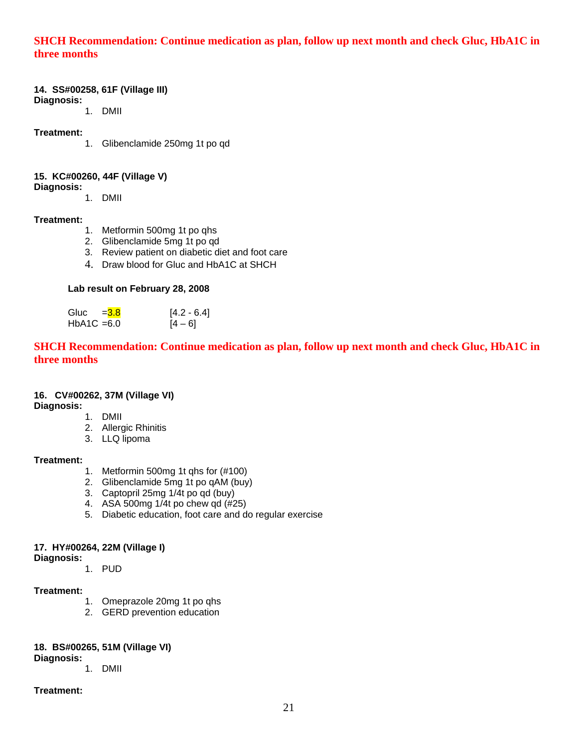**SHCH Recommendation: Continue medication as plan, follow up next month and check Gluc, HbA1C in three months**

**14. SS#00258, 61F (Village III)**

**Diagnosis:**

1. DMII

**Treatment:**

1. Glibenclamide 250mg 1t po qd

**15. KC#00260, 44F (Village V)**

**Diagnosis:**

1. DMII

**Treatment:**

1. Metformin 500mg 1t po qhs
2. Glibenclamide 5mg 1t po qd
3. Review patient on diabetic diet and foot care
4. Draw blood for Gluc and HbA1C at SHCH

**Lab result on February 28, 2008**

| | | |
|---|---|---|
| Gluc | =3.8 | [4.2 - 6.4] |
| HbA1C | =6.0 | [4 – 6] |

**SHCH Recommendation: Continue medication as plan, follow up next month and check Gluc, HbA1C in three months**

**16. CV#00262, 37M (Village VI)**

**Diagnosis:**

1. DMII
2. Allergic Rhinitis
3. LLQ lipoma

**Treatment:**

1. Metformin 500mg 1t qhs for (#100)
2. Glibenclamide 5mg 1t po qAM (buy)
3. Captopril 25mg 1/4t po qd (buy)
4. ASA 500mg 1/4t po chew qd (#25)
5. Diabetic education, foot care and do regular exercise

**17. HY#00264, 22M (Village I)**

**Diagnosis:**

1. PUD

**Treatment:**

1. Omeprazole 20mg 1t po qhs
2. GERD prevention education

**18. BS#00265, 51M (Village VI)**

**Diagnosis:**

1. DMII

**Treatment:**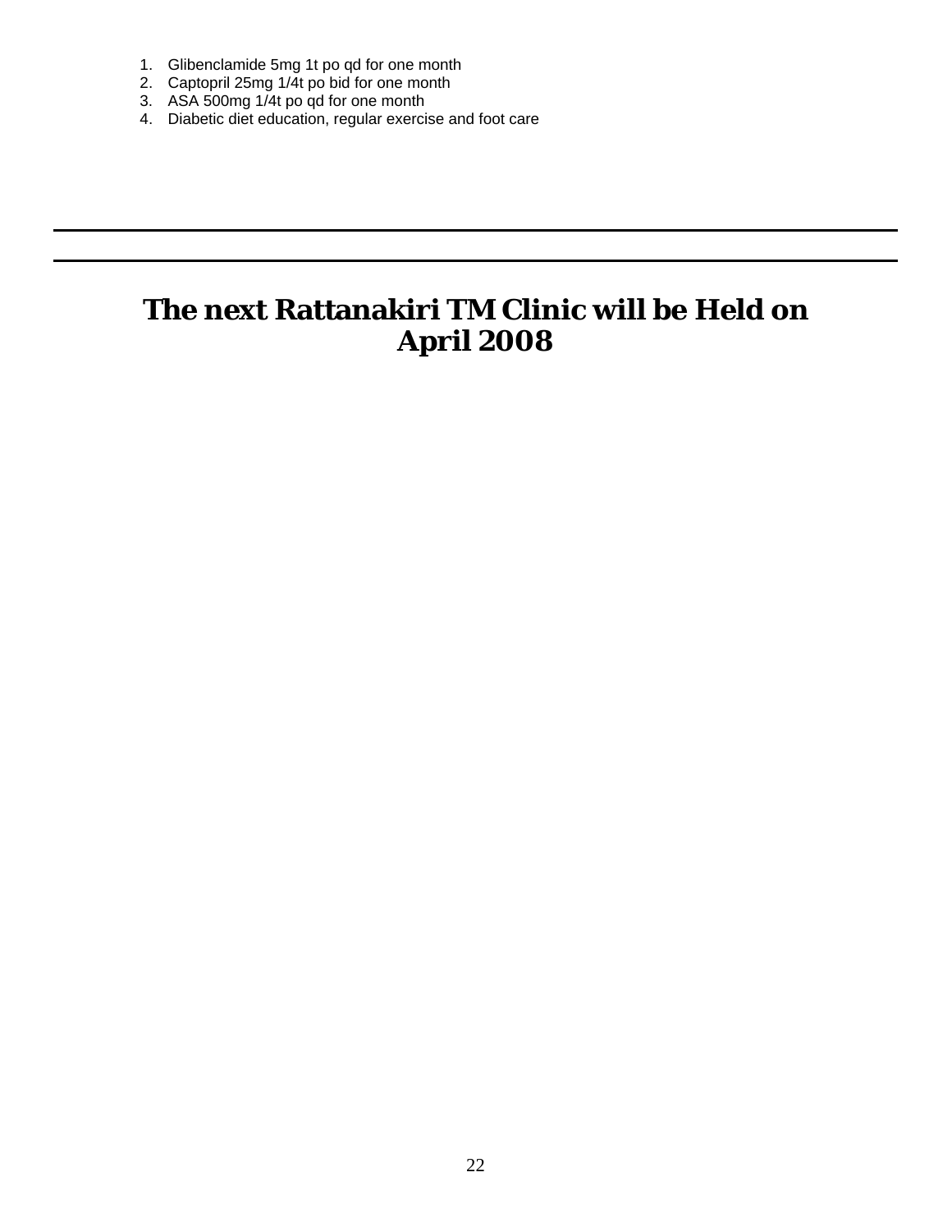1. Glibenclamide 5mg 1t po qd for one month
2. Captopril 25mg 1/4t po bid for one month
3. ASA 500mg 1/4t po qd for one month
4. Diabetic diet education, regular exercise and foot care

---

---

# The next Rattanakiri TM Clinic will be Held on April 2008